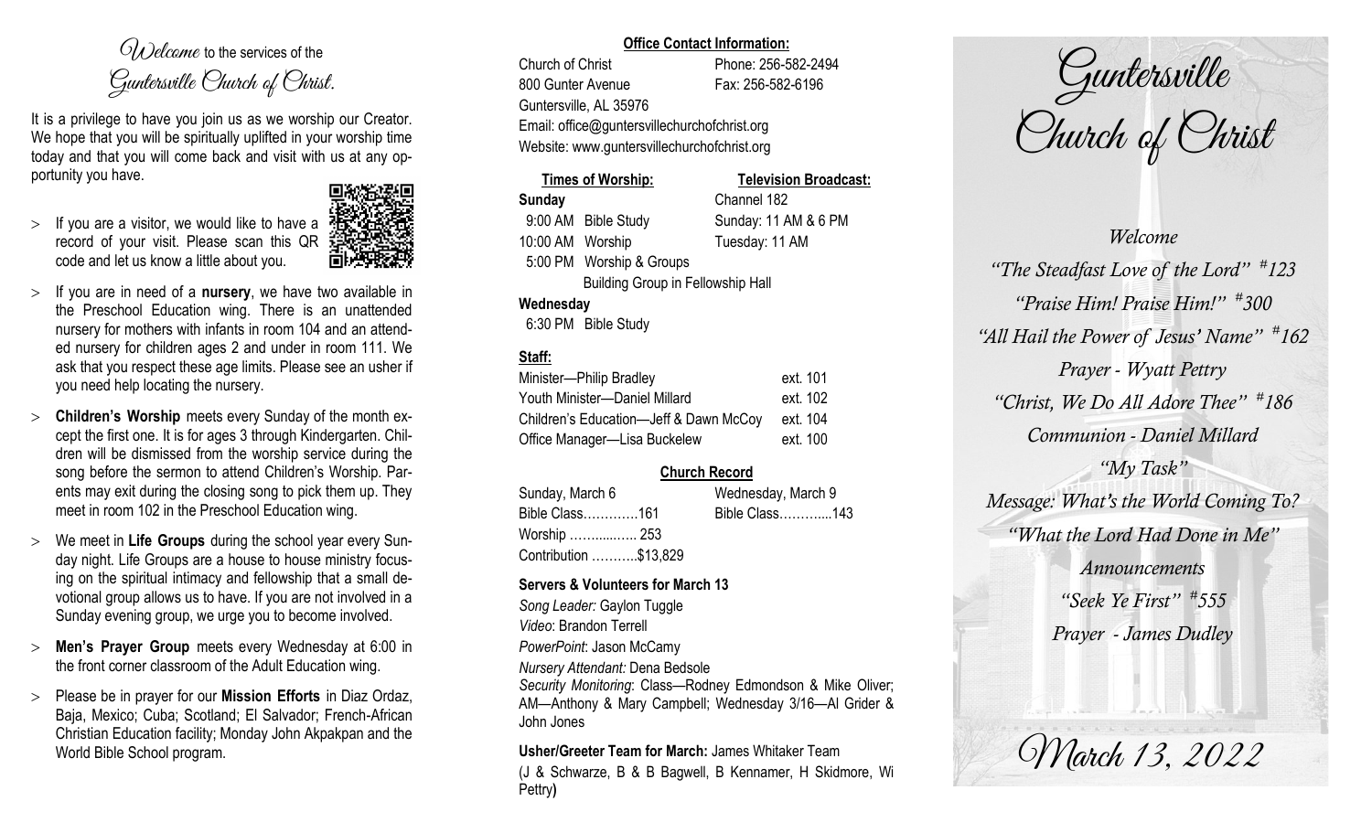*Welcome* to the services of the *Guntersville Church of Christ.*

It is a privilege to have you join us as we worship our Creator. We hope that you will be spiritually uplifted in your worship time today and that you will come back and visit with us at any opportunity you have.

- If you are a visitor, we would like to have a record of your visit. Please scan this QR code and let us know a little about you.
- If you are in need of a **nursery**, we have two available in the Preschool Education wing. There is an unattended nursery for mothers with infants in room 104 and an attended nursery for children ages 2 and under in room 111. We ask that you respect these age limits. Please see an usher if you need help locating the nursery.
- **Children's Worship** meets every Sunday of the month except the first one. It is for ages 3 through Kindergarten. Children will be dismissed from the worship service during the song before the sermon to attend Children's Worship. Parents may exit during the closing song to pick them up. They meet in room 102 in the Preschool Education wing.
- We meet in **Life Groups** during the school year every Sunday night. Life Groups are a house to house ministry focusing on the spiritual intimacy and fellowship that a small devotional group allows us to have. If you are not involved in a Sunday evening group, we urge you to become involved.
- **Men's Prayer Group** meets every Wednesday at 6:00 in the front corner classroom of the Adult Education wing.
- Please be in prayer for our **Mission Efforts** in Diaz Ordaz, Baja, Mexico; Cuba; Scotland; El Salvador; French-African Christian Education facility; Monday John Akpakpan and the World Bible School program.

**Office Contact Information:**

Church of Christ — Phone: 256-582-2494
800 Gunter Avenue — Fax: 256-582-6196
Guntersville, AL 35976
Email: office@guntersvillechurchofchrist.org
Website: www.guntersvillechurchofchrist.org

| **Times of Worship:** | **Television Broadcast:** |
|---|---|
| **Sunday** | Channel 182 |
| 9:00 AM Bible Study | Sunday: 11 AM & 6 PM |
| 10:00 AM Worship | Tuesday: 11 AM |
| 5:00 PM Worship & Groups | |
| Building Group in Fellowship Hall | |
| **Wednesday** | |
| 6:30 PM Bible Study | |

**Staff:**

| | |
|---|---|
| Minister—Philip Bradley | ext. 101 |
| Youth Minister—Daniel Millard | ext. 102 |
| Children's Education—Jeff & Dawn McCoy | ext. 104 |
| Office Manager—Lisa Buckelew | ext. 100 |

**Church Record**

| Sunday, March 6 | Wednesday, March 9 |
|---|---|
| Bible Class…………161 | Bible Class………...143 |
| Worship …….....….. 253 | |
| Contribution ………..$13,829 | |

**Servers & Volunteers for March 13**

*Song Leader:* Gaylon Tuggle
*Video*: Brandon Terrell
*PowerPoint*: Jason McCamy
*Nursery Attendant:* Dena Bedsole
*Security Monitoring*: Class—Rodney Edmondson & Mike Oliver; AM—Anthony & Mary Campbell; Wednesday 3/16—Al Grider & John Jones

**Usher/Greeter Team for March:** James Whitaker Team
(J & Schwarze, B & B Bagwell, B Kennamer, H Skidmore, Wi Pettry)

# Guntersville Church of Christ

*Welcome*

*"The Steadfast Love of the Lord" #123*

*"Praise Him! Praise Him!" #300*

*"All Hail the Power of Jesus' Name" #162*

*Prayer - Wyatt Pettry*

*"Christ, We Do All Adore Thee" #186*

*Communion - Daniel Millard*

*"My Task"*

*Message: What's the World Coming To?*

*"What the Lord Had Done in Me"*

*Announcements*

*"Seek Ye First" #555*

*Prayer - James Dudley*

*March 13, 2022*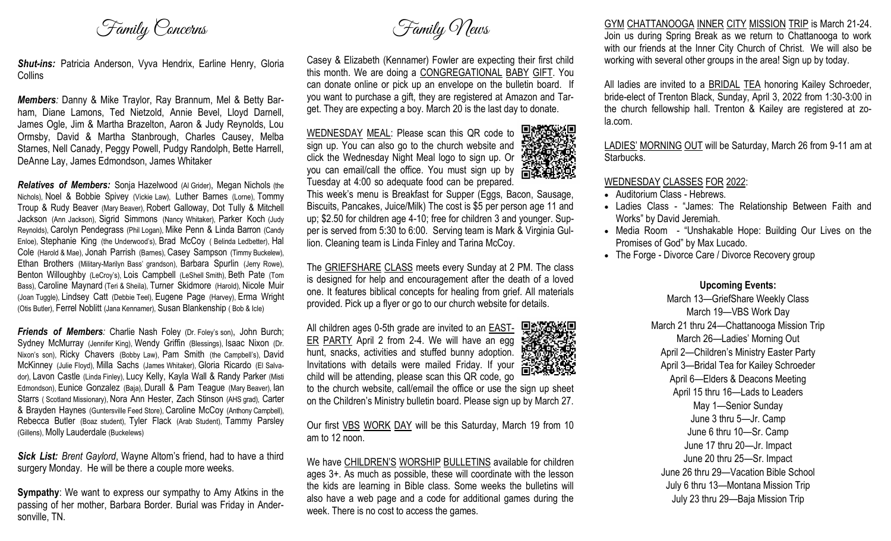# Family Concerns

***Shut-ins:*** Patricia Anderson, Vyva Hendrix, Earline Henry, Gloria Collins

***Members:*** Danny & Mike Traylor, Ray Brannum, Mel & Betty Barham, Diane Lamons, Ted Nietzold, Annie Bevel, Lloyd Darnell, James Ogle, Jim & Martha Brazelton, Aaron & Judy Reynolds, Lou Ormsby, David & Martha Stanbrough, Charles Causey, Melba Starnes, Nell Canady, Peggy Powell, Pudgy Randolph, Bette Harrell, DeAnne Lay, James Edmondson, James Whitaker

***Relatives of Members:*** Sonja Hazelwood (Al Grider), Megan Nichols (the Nichols), Noel & Bobbie Spivey (Vickie Law), Luther Barnes (Lorne), Tommy Troup & Rudy Beaver (Mary Beaver), Robert Galloway, Dot Tully & Mitchell Jackson (Ann Jackson), Sigrid Simmons (Nancy Whitaker), Parker Koch (Judy Reynolds), Carolyn Pendegrass (Phil Logan), Mike Penn & Linda Barron (Candy Enloe), Stephanie King (the Underwood's), Brad McCoy ( Belinda Ledbetter), Hal Cole (Harold & Mae), Jonah Parrish (Barnes), Casey Sampson (Timmy Buckelew), Ethan Brothers (Military-Marilyn Bass' grandson), Barbara Spurlin (Jerry Rowe), Benton Willoughby (LeCroy's), Lois Campbell (LeShell Smith), Beth Pate (Tom Bass), Caroline Maynard (Teri & Sheila), Turner Skidmore (Harold), Nicole Muir (Joan Tuggle), Lindsey Catt (Debbie Teel), Eugene Page (Harvey), Erma Wright (Otis Butler), Ferrel Noblitt (Jana Kennamer), Susan Blankenship ( Bob & Icle)

***Friends of Members:*** Charlie Nash Foley (Dr. Foley's son), John Burch; Sydney McMurray (Jennifer King), Wendy Griffin (Blessings), Isaac Nixon (Dr. Nixon's son), Ricky Chavers (Bobby Law), Pam Smith (the Campbell's), David McKinney (Julie Floyd), Milla Sachs (James Whitaker), Gloria Ricardo (El Salvador), Lavon Castle (Linda Finley), Lucy Kelly, Kayla Wall & Randy Parker (Misti Edmondson), Eunice Gonzalez (Baja), Durall & Pam Teague (Mary Beaver), Ian Starrs ( Scotland Missionary), Nora Ann Hester, Zach Stinson (AHS grad), Carter & Brayden Haynes (Guntersville Feed Store), Caroline McCoy (Anthony Campbell), Rebecca Butler (Boaz student), Tyler Flack (Arab Student), Tammy Parsley (Gillens), Molly Lauderdale (Buckelews)

***Sick List:*** *Brent Gaylord*, Wayne Altom's friend, had to have a third surgery Monday. He will be there a couple more weeks.

**Sympathy**: We want to express our sympathy to Amy Atkins in the passing of her mother, Barbara Border. Burial was Friday in Andersonville, TN.

# Family News

Casey & Elizabeth (Kennamer) Fowler are expecting their first child this month. We are doing a CONGREGATIONAL BABY GIFT. You can donate online or pick up an envelope on the bulletin board. If you want to purchase a gift, they are registered at Amazon and Target. They are expecting a boy. March 20 is the last day to donate.

WEDNESDAY MEAL: Please scan this QR code to sign up. You can also go to the church website and click the Wednesday Night Meal logo to sign up. Or you can email/call the office. You must sign up by Tuesday at 4:00 so adequate food can be prepared. This week's menu is Breakfast for Supper (Eggs, Bacon, Sausage, Biscuits, Pancakes, Juice/Milk) The cost is $5 per person age 11 and up; $2.50 for children age 4-10; free for children 3 and younger. Supper is served from 5:30 to 6:00. Serving team is Mark & Virginia Gullion. Cleaning team is Linda Finley and Tarina McCoy.

The GRIEFSHARE CLASS meets every Sunday at 2 PM. The class is designed for help and encouragement after the death of a loved one. It features biblical concepts for healing from grief. All materials provided. Pick up a flyer or go to our church website for details.

All children ages 0-5th grade are invited to an EASTER PARTY April 2 from 2-4. We will have an egg hunt, snacks, activities and stuffed bunny adoption. Invitations with details were mailed Friday. If your child will be attending, please scan this QR code, go to the church website, call/email the office or use the sign up sheet on the Children's Ministry bulletin board. Please sign up by March 27.

Our first VBS WORK DAY will be this Saturday, March 19 from 10 am to 12 noon.

We have CHILDREN'S WORSHIP BULLETINS available for children ages 3+. As much as possible, these will coordinate with the lesson the kids are learning in Bible class. Some weeks the bulletins will also have a web page and a code for additional games during the week. There is no cost to access the games.

GYM CHATTANOOGA INNER CITY MISSION TRIP is March 21-24. Join us during Spring Break as we return to Chattanooga to work with our friends at the Inner City Church of Christ. We will also be working with several other groups in the area! Sign up by today.

All ladies are invited to a BRIDAL TEA honoring Kailey Schroeder, bride-elect of Trenton Black, Sunday, April 3, 2022 from 1:30-3:00 in the church fellowship hall. Trenton & Kailey are registered at zola.com.

LADIES' MORNING OUT will be Saturday, March 26 from 9-11 am at Starbucks.

WEDNESDAY CLASSES FOR 2022:

- Auditorium Class - Hebrews.
- Ladies Class - "James: The Relationship Between Faith and Works" by David Jeremiah.
- Media Room - "Unshakable Hope: Building Our Lives on the Promises of God" by Max Lucado.
- The Forge - Divorce Care / Divorce Recovery group

**Upcoming Events:**

March 13—GriefShare Weekly Class
March 19—VBS Work Day
March 21 thru 24—Chattanooga Mission Trip
March 26—Ladies' Morning Out
April 2—Children's Ministry Easter Party
April 3—Bridal Tea for Kailey Schroeder
April 6—Elders & Deacons Meeting
April 15 thru 16—Lads to Leaders
May 1—Senior Sunday
June 3 thru 5—Jr. Camp
June 6 thru 10—Sr. Camp
June 17 thru 20—Jr. Impact
June 20 thru 25—Sr. Impact
June 26 thru 29—Vacation Bible School
July 6 thru 13—Montana Mission Trip
July 23 thru 29—Baja Mission Trip